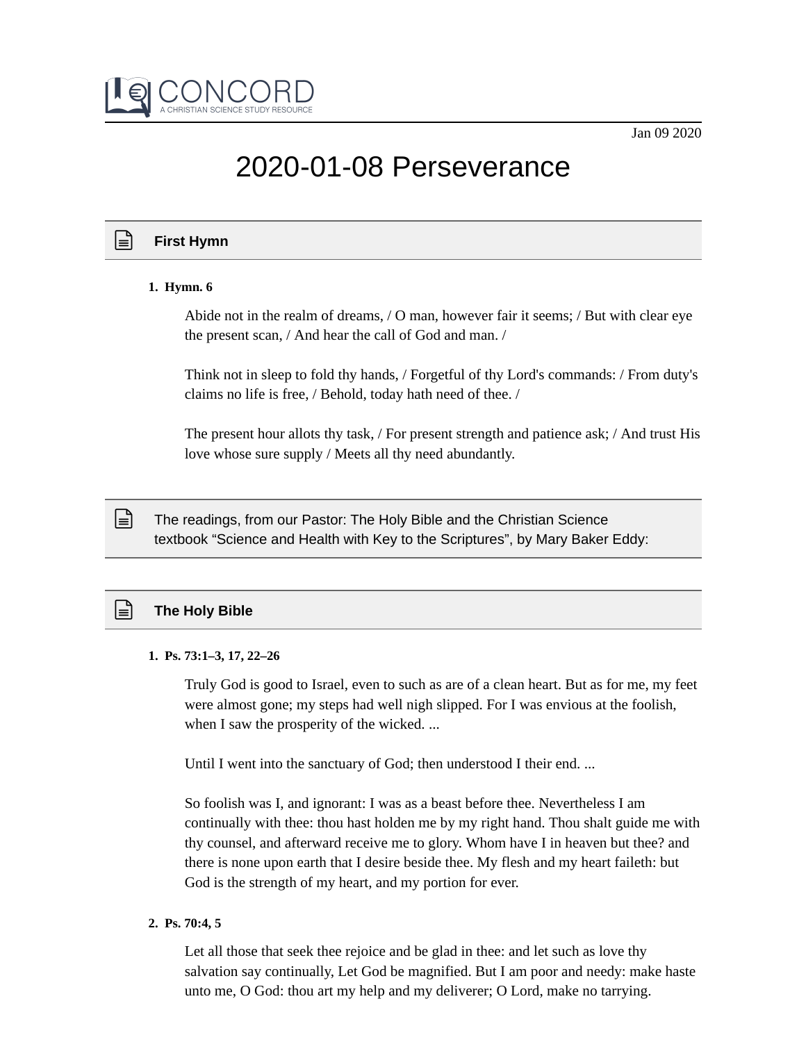CONCORD
A CHRISTIAN SCIENCE STUDY RESOURCE

Jan 09 2020

# 2020-01-08 Perseverance

## First Hymn

1. **Hymn. 6**

   Abide not in the realm of dreams, / O man, however fair it seems; / But with clear eye the present scan, / And hear the call of God and man. /

   Think not in sleep to fold thy hands, / Forgetful of thy Lord's commands: / From duty's claims no life is free, / Behold, today hath need of thee. /

   The present hour allots thy task, / For present strength and patience ask; / And trust His love whose sure supply / Meets all thy need abundantly.

## The readings, from our Pastor: The Holy Bible and the Christian Science textbook “Science and Health with Key to the Scriptures”, by Mary Baker Eddy:

## The Holy Bible

1. **Ps. 73:1–3, 17, 22–26**

   Truly God is good to Israel, even to such as are of a clean heart. But as for me, my feet were almost gone; my steps had well nigh slipped. For I was envious at the foolish, when I saw the prosperity of the wicked. ...

   Until I went into the sanctuary of God; then understood I their end. ...

   So foolish was I, and ignorant: I was as a beast before thee. Nevertheless I am continually with thee: thou hast holden me by my right hand. Thou shalt guide me with thy counsel, and afterward receive me to glory. Whom have I in heaven but thee? and there is none upon earth that I desire beside thee. My flesh and my heart faileth: but God is the strength of my heart, and my portion for ever.

2. **Ps. 70:4, 5**

   Let all those that seek thee rejoice and be glad in thee: and let such as love thy salvation say continually, Let God be magnified. But I am poor and needy: make haste unto me, O God: thou art my help and my deliverer; O Lord, make no tarrying.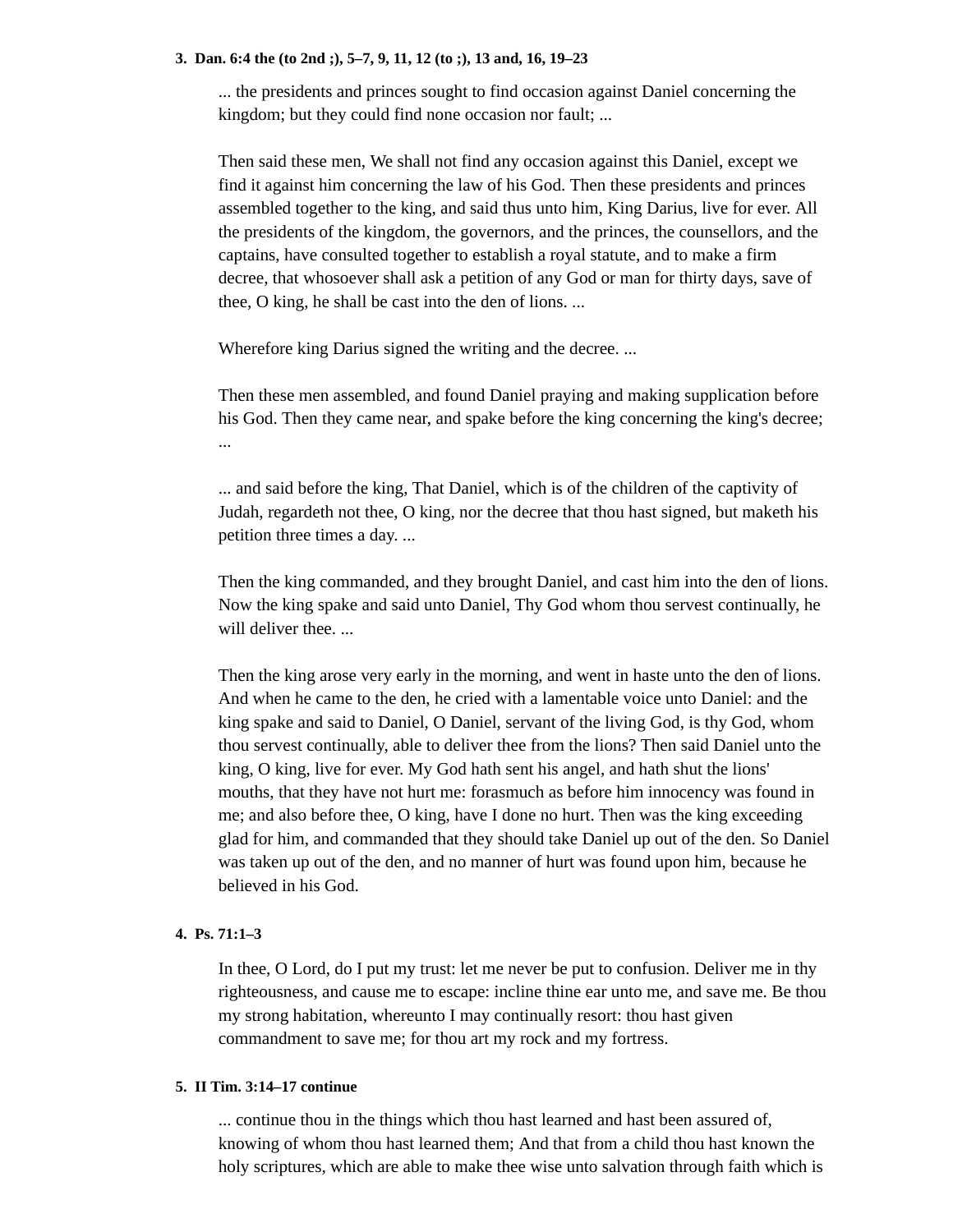**3. Dan. 6:4 the (to 2nd ;), 5–7, 9, 11, 12 (to ;), 13 and, 16, 19–23**

> ... the presidents and princes sought to find occasion against Daniel concerning the kingdom; but they could find none occasion nor fault; ...
>
> Then said these men, We shall not find any occasion against this Daniel, except we find it against him concerning the law of his God. Then these presidents and princes assembled together to the king, and said thus unto him, King Darius, live for ever. All the presidents of the kingdom, the governors, and the princes, the counsellors, and the captains, have consulted together to establish a royal statute, and to make a firm decree, that whosoever shall ask a petition of any God or man for thirty days, save of thee, O king, he shall be cast into the den of lions. ...
>
> Wherefore king Darius signed the writing and the decree. ...
>
> Then these men assembled, and found Daniel praying and making supplication before his God. Then they came near, and spake before the king concerning the king's decree; ...
>
> ... and said before the king, That Daniel, which is of the children of the captivity of Judah, regardeth not thee, O king, nor the decree that thou hast signed, but maketh his petition three times a day. ...
>
> Then the king commanded, and they brought Daniel, and cast him into the den of lions. Now the king spake and said unto Daniel, Thy God whom thou servest continually, he will deliver thee. ...
>
> Then the king arose very early in the morning, and went in haste unto the den of lions. And when he came to the den, he cried with a lamentable voice unto Daniel: and the king spake and said to Daniel, O Daniel, servant of the living God, is thy God, whom thou servest continually, able to deliver thee from the lions? Then said Daniel unto the king, O king, live for ever. My God hath sent his angel, and hath shut the lions' mouths, that they have not hurt me: forasmuch as before him innocency was found in me; and also before thee, O king, have I done no hurt. Then was the king exceeding glad for him, and commanded that they should take Daniel up out of the den. So Daniel was taken up out of the den, and no manner of hurt was found upon him, because he believed in his God.

**4. Ps. 71:1–3**

> In thee, O Lord, do I put my trust: let me never be put to confusion. Deliver me in thy righteousness, and cause me to escape: incline thine ear unto me, and save me. Be thou my strong habitation, whereunto I may continually resort: thou hast given commandment to save me; for thou art my rock and my fortress.

**5. II Tim. 3:14–17 continue**

> ... continue thou in the things which thou hast learned and hast been assured of, knowing of whom thou hast learned them; And that from a child thou hast known the holy scriptures, which are able to make thee wise unto salvation through faith which is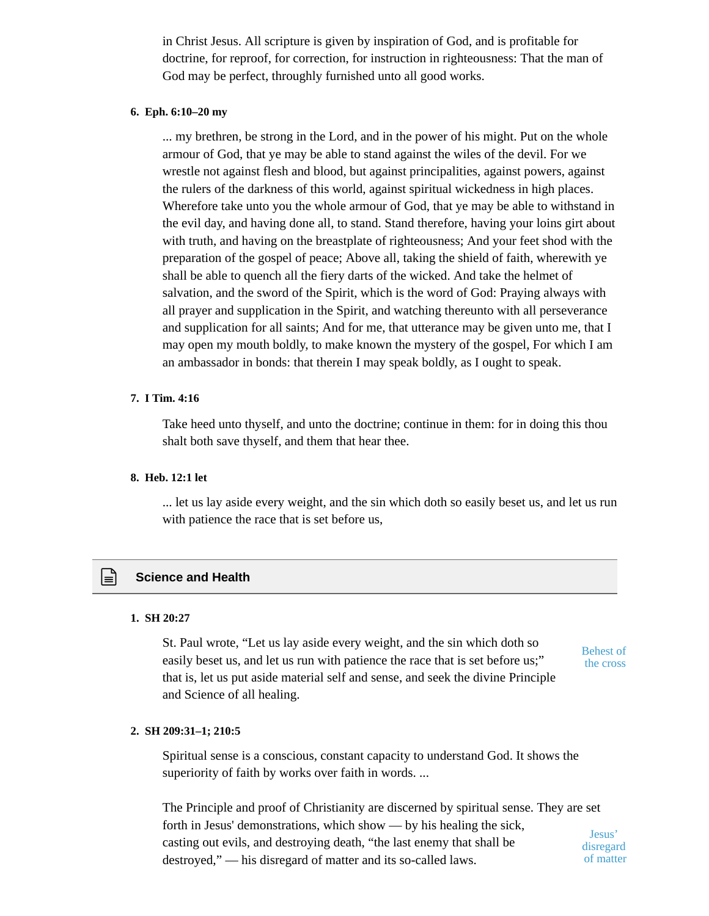in Christ Jesus. All scripture is given by inspiration of God, and is profitable for doctrine, for reproof, for correction, for instruction in righteousness: That the man of God may be perfect, throughly furnished unto all good works.

**6. Eph. 6:10–20 my**

... my brethren, be strong in the Lord, and in the power of his might. Put on the whole armour of God, that ye may be able to stand against the wiles of the devil. For we wrestle not against flesh and blood, but against principalities, against powers, against the rulers of the darkness of this world, against spiritual wickedness in high places. Wherefore take unto you the whole armour of God, that ye may be able to withstand in the evil day, and having done all, to stand. Stand therefore, having your loins girt about with truth, and having on the breastplate of righteousness; And your feet shod with the preparation of the gospel of peace; Above all, taking the shield of faith, wherewith ye shall be able to quench all the fiery darts of the wicked. And take the helmet of salvation, and the sword of the Spirit, which is the word of God: Praying always with all prayer and supplication in the Spirit, and watching thereunto with all perseverance and supplication for all saints; And for me, that utterance may be given unto me, that I may open my mouth boldly, to make known the mystery of the gospel, For which I am an ambassador in bonds: that therein I may speak boldly, as I ought to speak.

**7. I Tim. 4:16**

Take heed unto thyself, and unto the doctrine; continue in them: for in doing this thou shalt both save thyself, and them that hear thee.

**8. Heb. 12:1 let**

... let us lay aside every weight, and the sin which doth so easily beset us, and let us run with patience the race that is set before us,

## Science and Health

**1. SH 20:27**

*Behest of the cross*

St. Paul wrote, “Let us lay aside every weight, and the sin which doth so easily beset us, and let us run with patience the race that is set before us;” that is, let us put aside material self and sense, and seek the divine Principle and Science of all healing.

**2. SH 209:31–1; 210:5**

Spiritual sense is a conscious, constant capacity to understand God. It shows the superiority of faith by works over faith in words. ...

*Jesus’ disregard of matter*

The Principle and proof of Christianity are discerned by spiritual sense. They are set forth in Jesus' demonstrations, which show — by his healing the sick, casting out evils, and destroying death, “the last enemy that shall be destroyed,” — his disregard of matter and its so-called laws.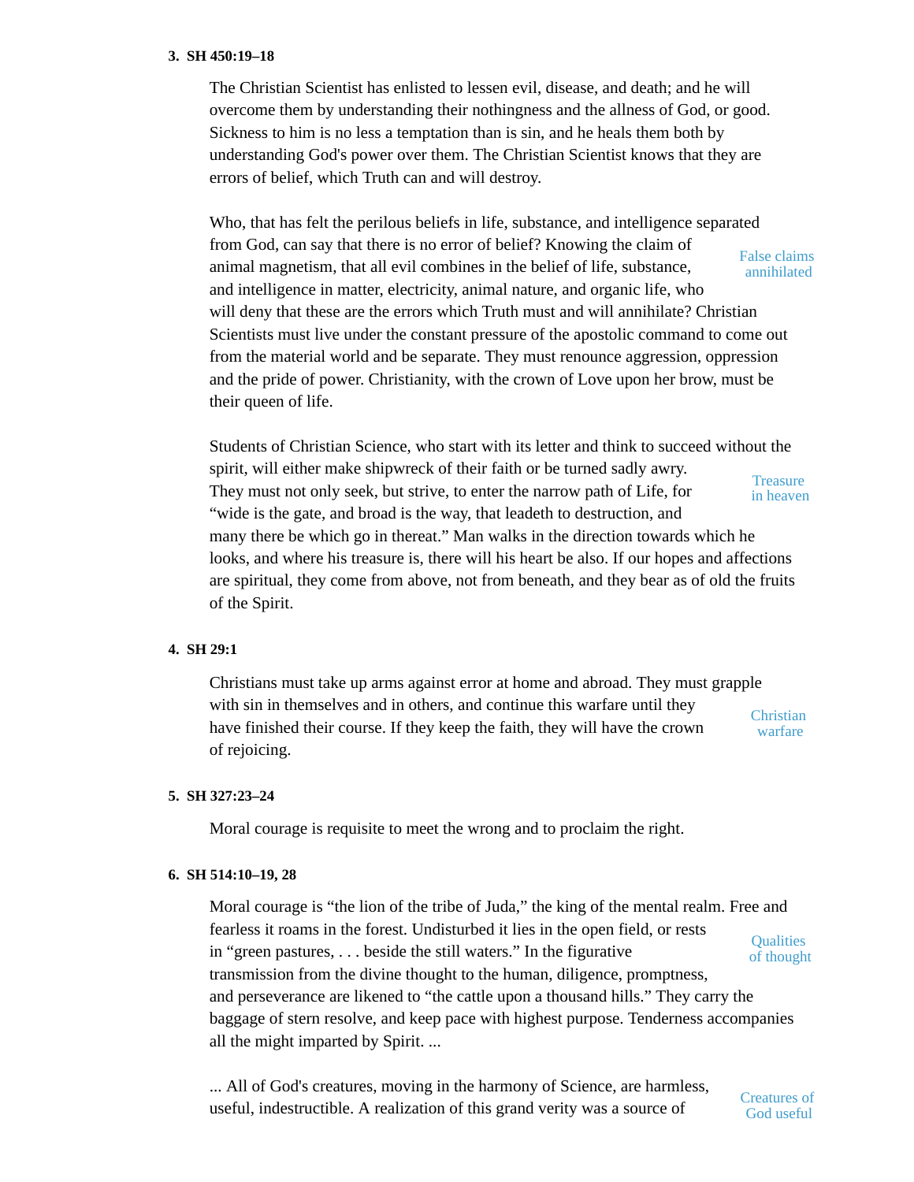**3. SH 450:19–18**

The Christian Scientist has enlisted to lessen evil, disease, and death; and he will overcome them by understanding their nothingness and the allness of God, or good. Sickness to him is no less a temptation than is sin, and he heals them both by understanding God's power over them. The Christian Scientist knows that they are errors of belief, which Truth can and will destroy.

Who, that has felt the perilous beliefs in life, substance, and intelligence separated from God, can say that there is no error of belief? Knowing the claim of animal magnetism, that all evil combines in the belief of life, substance, and intelligence in matter, electricity, animal nature, and organic life, who will deny that these are the errors which Truth must and will annihilate? Christian Scientists must live under the constant pressure of the apostolic command to come out from the material world and be separate. They must renounce aggression, oppression and the pride of power. Christianity, with the crown of Love upon her brow, must be their queen of life.

*False claims annihilated*

Students of Christian Science, who start with its letter and think to succeed without the spirit, will either make shipwreck of their faith or be turned sadly awry. They must not only seek, but strive, to enter the narrow path of Life, for "wide is the gate, and broad is the way, that leadeth to destruction, and many there be which go in thereat." Man walks in the direction towards which he looks, and where his treasure is, there will his heart be also. If our hopes and affections are spiritual, they come from above, not from beneath, and they bear as of old the fruits of the Spirit.

*Treasure in heaven*

**4. SH 29:1**

Christians must take up arms against error at home and abroad. They must grapple with sin in themselves and in others, and continue this warfare until they have finished their course. If they keep the faith, they will have the crown of rejoicing.

*Christian warfare*

**5. SH 327:23–24**

Moral courage is requisite to meet the wrong and to proclaim the right.

**6. SH 514:10–19, 28**

Moral courage is "the lion of the tribe of Juda," the king of the mental realm. Free and fearless it roams in the forest. Undisturbed it lies in the open field, or rests in "green pastures, . . . beside the still waters." In the figurative transmission from the divine thought to the human, diligence, promptness, and perseverance are likened to "the cattle upon a thousand hills." They carry the baggage of stern resolve, and keep pace with highest purpose. Tenderness accompanies all the might imparted by Spirit. ...

*Qualities of thought*

... All of God's creatures, moving in the harmony of Science, are harmless, useful, indestructible. A realization of this grand verity was a source of

*Creatures of God useful*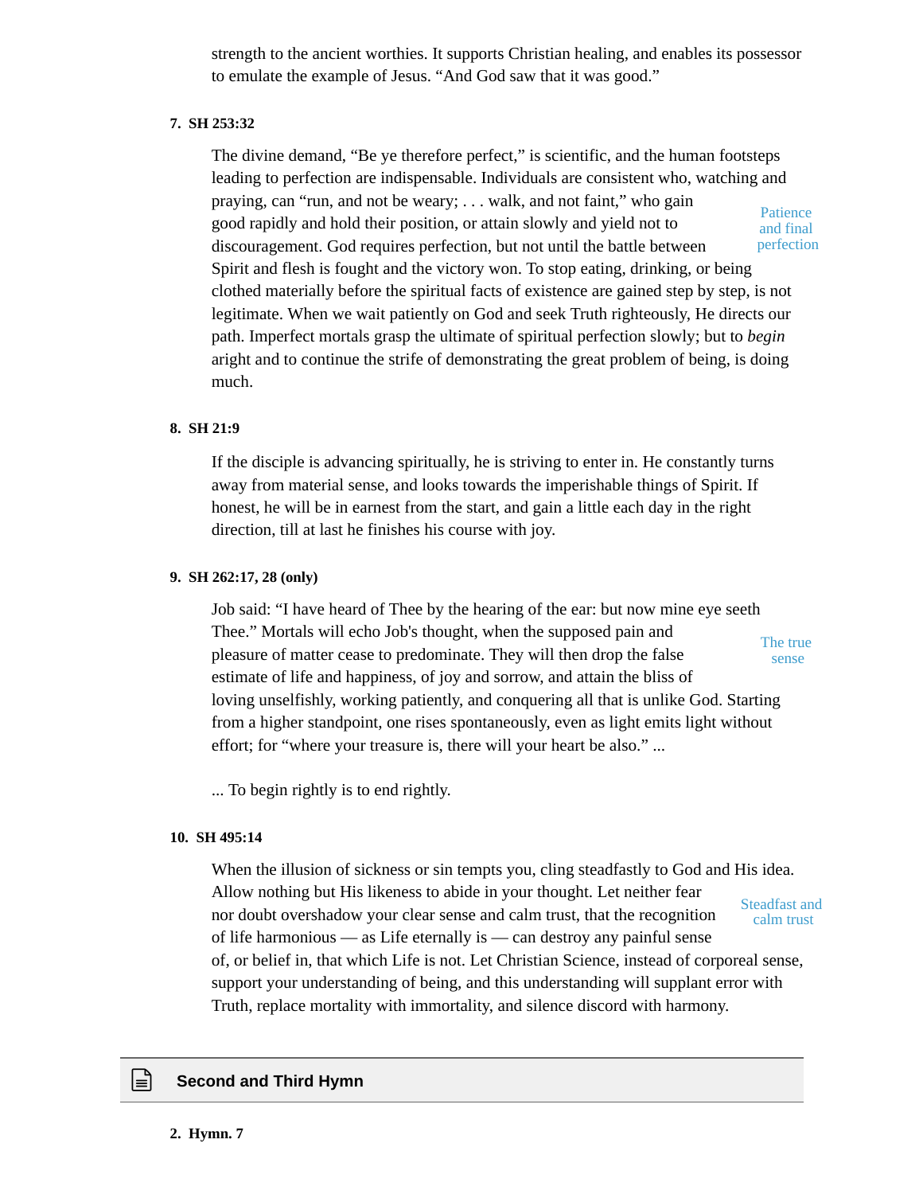strength to the ancient worthies. It supports Christian healing, and enables its possessor to emulate the example of Jesus. “And God saw that it was good.”

**7. SH 253:32**

The divine demand, “Be ye therefore perfect,” is scientific, and the human footsteps leading to perfection are indispensable. Individuals are consistent who, watching and praying, can “run, and not be weary; . . . walk, and not faint,” who gain good rapidly and hold their position, or attain slowly and yield not to discouragement. God requires perfection, but not until the battle between Spirit and flesh is fought and the victory won. To stop eating, drinking, or being clothed materially before the spiritual facts of existence are gained step by step, is not legitimate. When we wait patiently on God and seek Truth righteously, He directs our path. Imperfect mortals grasp the ultimate of spiritual perfection slowly; but to *begin* aright and to continue the strife of demonstrating the great problem of being, is doing much.

Patience and final perfection

**8. SH 21:9**

If the disciple is advancing spiritually, he is striving to enter in. He constantly turns away from material sense, and looks towards the imperishable things of Spirit. If honest, he will be in earnest from the start, and gain a little each day in the right direction, till at last he finishes his course with joy.

**9. SH 262:17, 28 (only)**

Job said: “I have heard of Thee by the hearing of the ear: but now mine eye seeth Thee.” Mortals will echo Job's thought, when the supposed pain and pleasure of matter cease to predominate. They will then drop the false estimate of life and happiness, of joy and sorrow, and attain the bliss of loving unselfishly, working patiently, and conquering all that is unlike God. Starting from a higher standpoint, one rises spontaneously, even as light emits light without effort; for “where your treasure is, there will your heart be also.” ...

The true sense

... To begin rightly is to end rightly.

**10. SH 495:14**

When the illusion of sickness or sin tempts you, cling steadfastly to God and His idea. Allow nothing but His likeness to abide in your thought. Let neither fear nor doubt overshadow your clear sense and calm trust, that the recognition of life harmonious — as Life eternally is — can destroy any painful sense of, or belief in, that which Life is not. Let Christian Science, instead of corporeal sense, support your understanding of being, and this understanding will supplant error with Truth, replace mortality with immortality, and silence discord with harmony.

Steadfast and calm trust

## Second and Third Hymn

**2. Hymn. 7**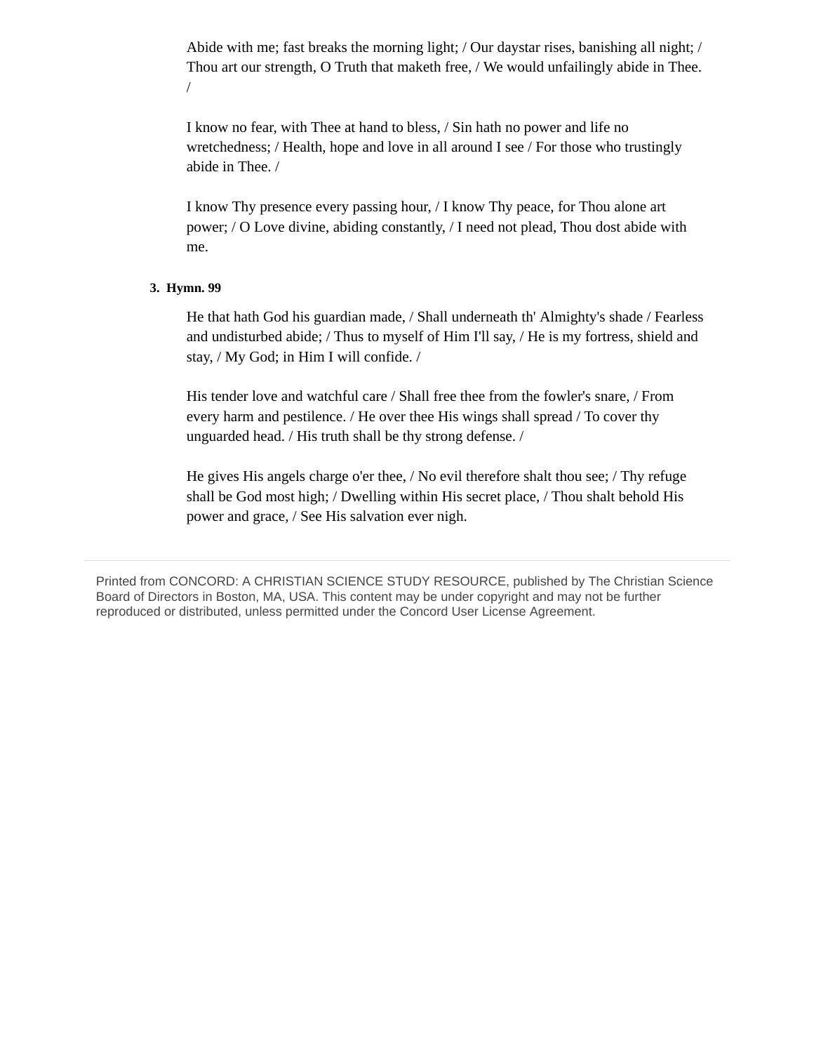Abide with me; fast breaks the morning light; / Our daystar rises, banishing all night; / Thou art our strength, O Truth that maketh free, / We would unfailingly abide in Thee. /

I know no fear, with Thee at hand to bless, / Sin hath no power and life no wretchedness; / Health, hope and love in all around I see / For those who trustingly abide in Thee. /

I know Thy presence every passing hour, / I know Thy peace, for Thou alone art power; / O Love divine, abiding constantly, / I need not plead, Thou dost abide with me.

3. **Hymn. 99**

He that hath God his guardian made, / Shall underneath th' Almighty's shade / Fearless and undisturbed abide; / Thus to myself of Him I'll say, / He is my fortress, shield and stay, / My God; in Him I will confide. /

His tender love and watchful care / Shall free thee from the fowler's snare, / From every harm and pestilence. / He over thee His wings shall spread / To cover thy unguarded head. / His truth shall be thy strong defense. /

He gives His angels charge o'er thee, / No evil therefore shalt thou see; / Thy refuge shall be God most high; / Dwelling within His secret place, / Thou shalt behold His power and grace, / See His salvation ever nigh.

---

Printed from CONCORD: A CHRISTIAN SCIENCE STUDY RESOURCE, published by The Christian Science Board of Directors in Boston, MA, USA. This content may be under copyright and may not be further reproduced or distributed, unless permitted under the Concord User License Agreement.